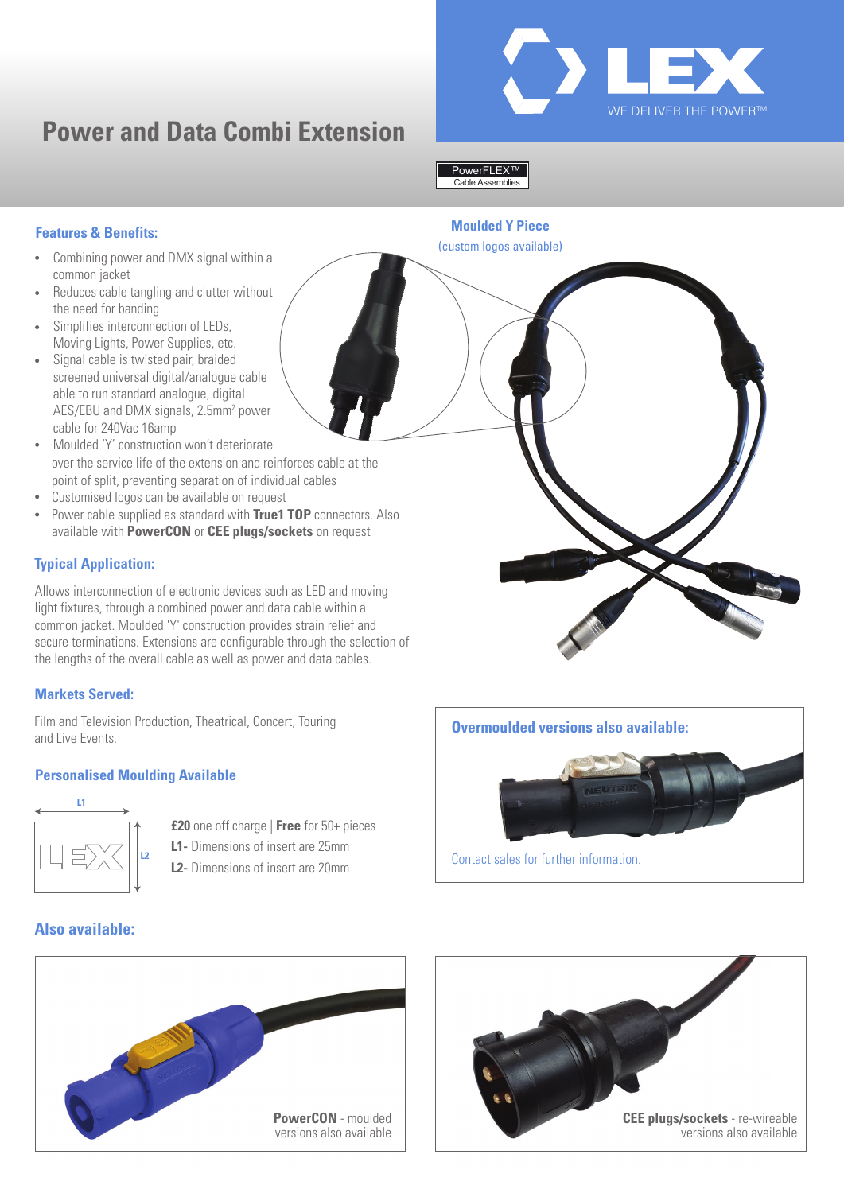# Power and Data Combi Extension

LEX
WE DELIVER THE POWER™

PowerFLEX™
Cable Assemblies

## Features & Benefits:

- Combining power and DMX signal within a common jacket
- Reduces cable tangling and clutter without the need for banding
- Simplifies interconnection of LEDs, Moving Lights, Power Supplies, etc.
- Signal cable is twisted pair, braided screened universal digital/analogue cable able to run standard analogue, digital AES/EBU and DMX signals, $2.5mm^2$ power cable for 240Vac 16amp
- Moulded 'Y' construction won't deteriorate over the service life of the extension and reinforces cable at the point of split, preventing separation of individual cables
- Customised logos can be available on request
- Power cable supplied as standard with **True1 TOP** connectors. Also available with **PowerCON** or **CEE plugs/sockets** on request

**Moulded Y Piece**
(custom logos available)

## Typical Application:

Allows interconnection of electronic devices such as LED and moving light fixtures, through a combined power and data cable within a common jacket. Moulded 'Y' construction provides strain relief and secure terminations. Extensions are configurable through the selection of the lengths of the overall cable as well as power and data cables.

## Markets Served:

Film and Television Production, Theatrical, Concert, Touring and Live Events.

## Personalised Moulding Available

L1
L2

**£20** one off charge | **Free** for 50+ pieces
**L1-** Dimensions of insert are 25mm
**L2-** Dimensions of insert are 20mm

## Overmoulded versions also available:

Contact sales for further information.

## Also available:

**PowerCON** - moulded versions also available

**CEE plugs/sockets** - re-wireable versions also available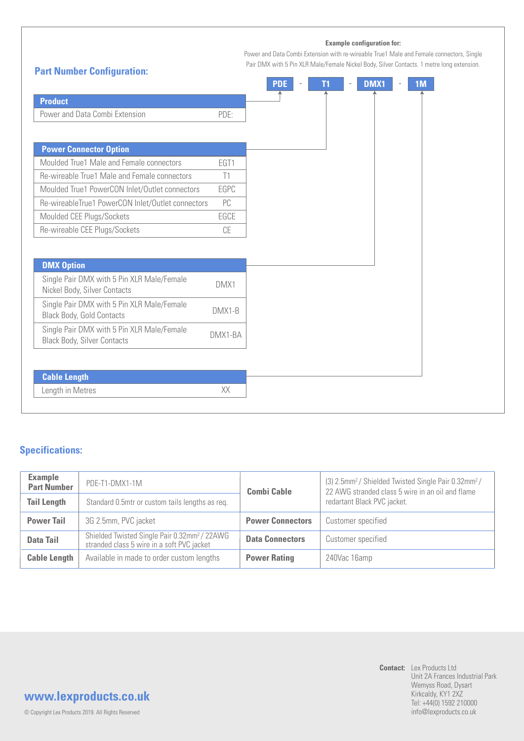## Part Number Configuration:

**Example configuration for:**

Power and Data Combi Extension with re-wireable True1 Male and Female connectors, Single Pair DMX with 5 Pin XLR Male/Female Nickel Body, Silver Contacts. 1 metre long extension.

PDE - T1 - DMX1 - 1M

| Product | |
|---|---|
| Power and Data Combi Extension | PDE: |

| Power Connector Option | |
|---|---|
| Moulded True1 Male and Female connectors | EGT1 |
| Re-wireable True1 Male and Female connectors | T1 |
| Moulded True1 PowerCON Inlet/Outlet connectors | EGPC |
| Re-wireableTrue1 PowerCON Inlet/Outlet connectors | PC |
| Moulded CEE Plugs/Sockets | EGCE |
| Re-wireable CEE Plugs/Sockets | CE |

| DMX Option | |
|---|---|
| Single Pair DMX with 5 Pin XLR Male/Female Nickel Body, Silver Contacts | DMX1 |
| Single Pair DMX with 5 Pin XLR Male/Female Black Body, Gold Contacts | DMX1-B |
| Single Pair DMX with 5 Pin XLR Male/Female Black Body, Silver Contacts | DMX1-BA |

| Cable Length | |
|---|---|
| Length in Metres | XX |

## Specifications:

| | | | |
|---|---|---|---|
| **Example Part Number** | PDE-T1-DMX1-1M | **Combi Cable** | (3) 2.5mm² / Shielded Twisted Single Pair 0.32mm² / 22 AWG stranded class 5 wire in an oil and flame redartant Black PVC jacket. |
| **Tail Length** | Standard 0.5mtr or custom tails lengths as req. | | |
| **Power Tail** | 3G 2.5mm, PVC jacket | **Power Connectors** | Customer specified |
| **Data Tail** | Shielded Twisted Single Pair 0.32mm² / 22AWG stranded class 5 wire in a soft PVC jacket | **Data Connectors** | Customer specified |
| **Cable Length** | Available in made to order custom lengths | **Power Rating** | 240Vac 16amp |

**www.lexproducts.co.uk**

© Copyright Lex Products 2019. All Rights Reserved

**Contact:** Lex Products Ltd
Unit 2A Frances Industrial Park
Wemyss Road, Dysart
Kirkcaldy, KY1 2XZ
Tel: +44(0) 1592 210000
info@lexproducts.co.uk